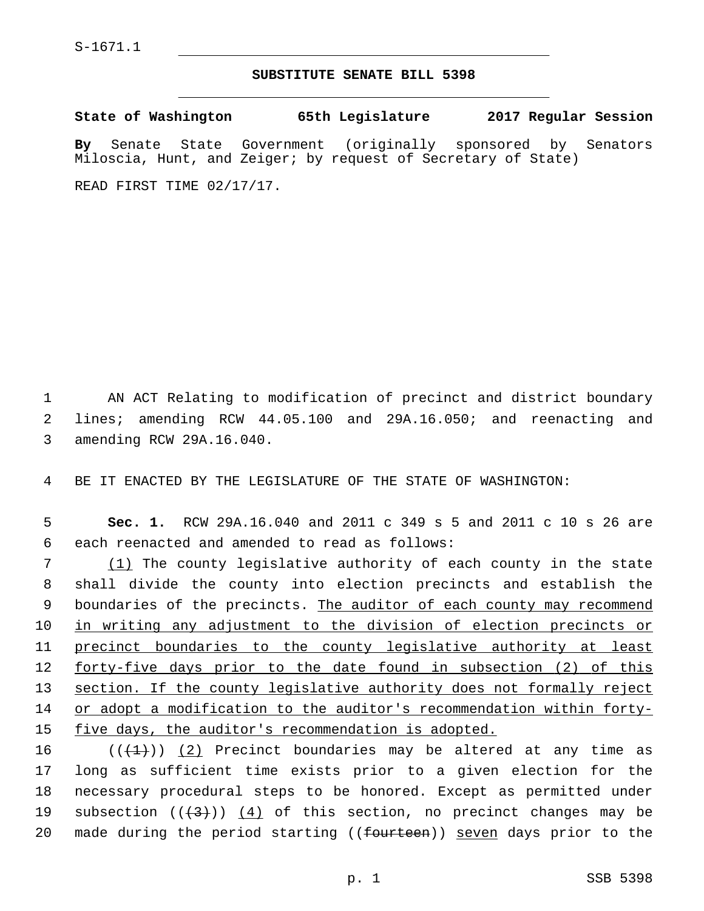S-1671.1

## SUBSTITUTE SENATE BILL 5398

**State of Washington 65th Legislature 2017 Regular Session**

**By** Senate State Government (originally sponsored by Senators Miloscia, Hunt, and Zeiger; by request of Secretary of State)

READ FIRST TIME 02/17/17.

1 AN ACT Relating to modification of precinct and district boundary
2 lines; amending RCW 44.05.100 and 29A.16.050; and reenacting and
3 amending RCW 29A.16.040.

4 BE IT ENACTED BY THE LEGISLATURE OF THE STATE OF WASHINGTON:

5 **Sec. 1.** RCW 29A.16.040 and 2011 c 349 s 5 and 2011 c 10 s 26 are
6 each reenacted and amended to read as follows:

7 <u>(1)</u> The county legislative authority of each county in the state
8 shall divide the county into election precincts and establish the
9 boundaries of the precincts. <u>The auditor of each county may recommend</u>
10 <u>in writing any adjustment to the division of election precincts or</u>
11 <u>precinct boundaries to the county legislative authority at least</u>
12 <u>forty-five days prior to the date found in subsection (2) of this</u>
13 <u>section. If the county legislative authority does not formally reject</u>
14 <u>or adopt a modification to the auditor's recommendation within forty-</u>
15 <u>five days, the auditor's recommendation is adopted.</u>

16 ((~~(1)~~)) <u>(2)</u> Precinct boundaries may be altered at any time as
17 long as sufficient time exists prior to a given election for the
18 necessary procedural steps to be honored. Except as permitted under
19 subsection ((~~(3)~~)) <u>(4)</u> of this section, no precinct changes may be
20 made during the period starting ((~~fourteen~~)) <u>seven</u> days prior to the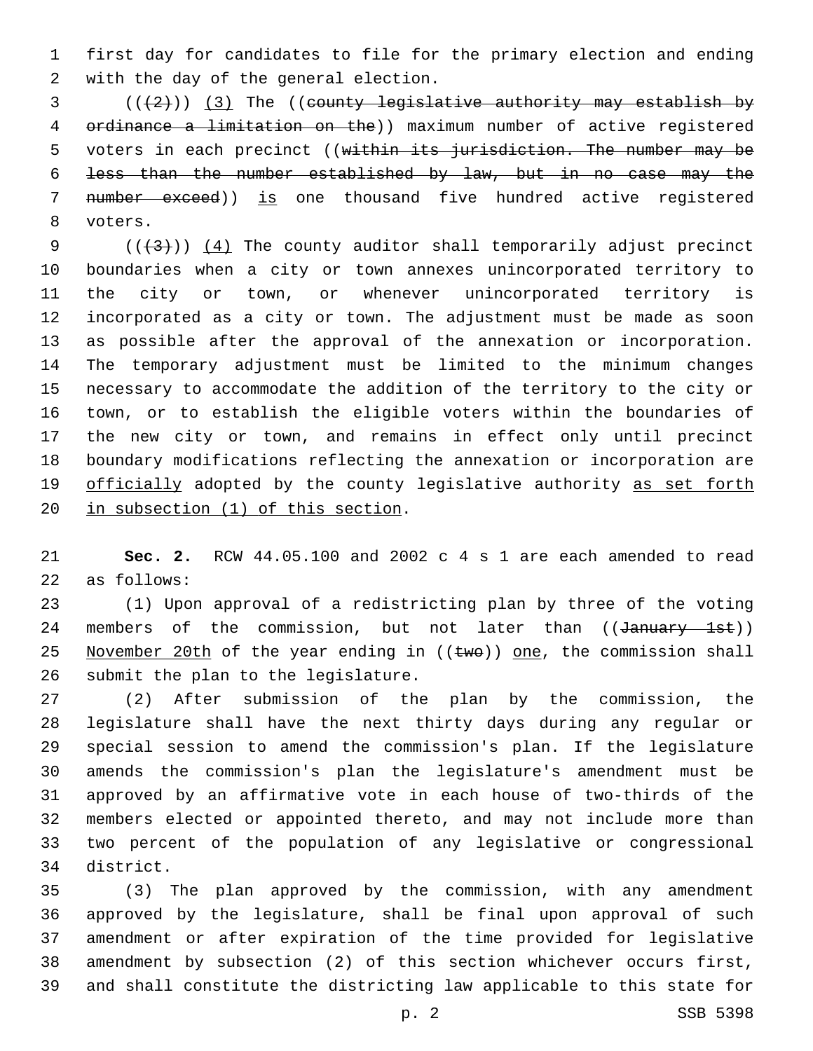first day for candidates to file for the primary election and ending with the day of the general election.

((~~(2)~~)) <u>(3)</u> The ((~~county legislative authority may establish by ordinance a limitation on the~~)) maximum number of active registered voters in each precinct ((~~within its jurisdiction. The number may be less than the number established by law, but in no case may the number exceed~~)) <u>is</u> one thousand five hundred active registered voters.

((~~(3)~~)) <u>(4)</u> The county auditor shall temporarily adjust precinct boundaries when a city or town annexes unincorporated territory to the city or town, or whenever unincorporated territory is incorporated as a city or town. The adjustment must be made as soon as possible after the approval of the annexation or incorporation. The temporary adjustment must be limited to the minimum changes necessary to accommodate the addition of the territory to the city or town, or to establish the eligible voters within the boundaries of the new city or town, and remains in effect only until precinct boundary modifications reflecting the annexation or incorporation are <u>officially</u> adopted by the county legislative authority <u>as set forth in subsection (1) of this section</u>.

**Sec. 2.** RCW 44.05.100 and 2002 c 4 s 1 are each amended to read as follows:

(1) Upon approval of a redistricting plan by three of the voting members of the commission, but not later than ((~~January 1st~~)) <u>November 20th</u> of the year ending in ((~~two~~)) <u>one</u>, the commission shall submit the plan to the legislature.

(2) After submission of the plan by the commission, the legislature shall have the next thirty days during any regular or special session to amend the commission's plan. If the legislature amends the commission's plan the legislature's amendment must be approved by an affirmative vote in each house of two-thirds of the members elected or appointed thereto, and may not include more than two percent of the population of any legislative or congressional district.

(3) The plan approved by the commission, with any amendment approved by the legislature, shall be final upon approval of such amendment or after expiration of the time provided for legislative amendment by subsection (2) of this section whichever occurs first, and shall constitute the districting law applicable to this state for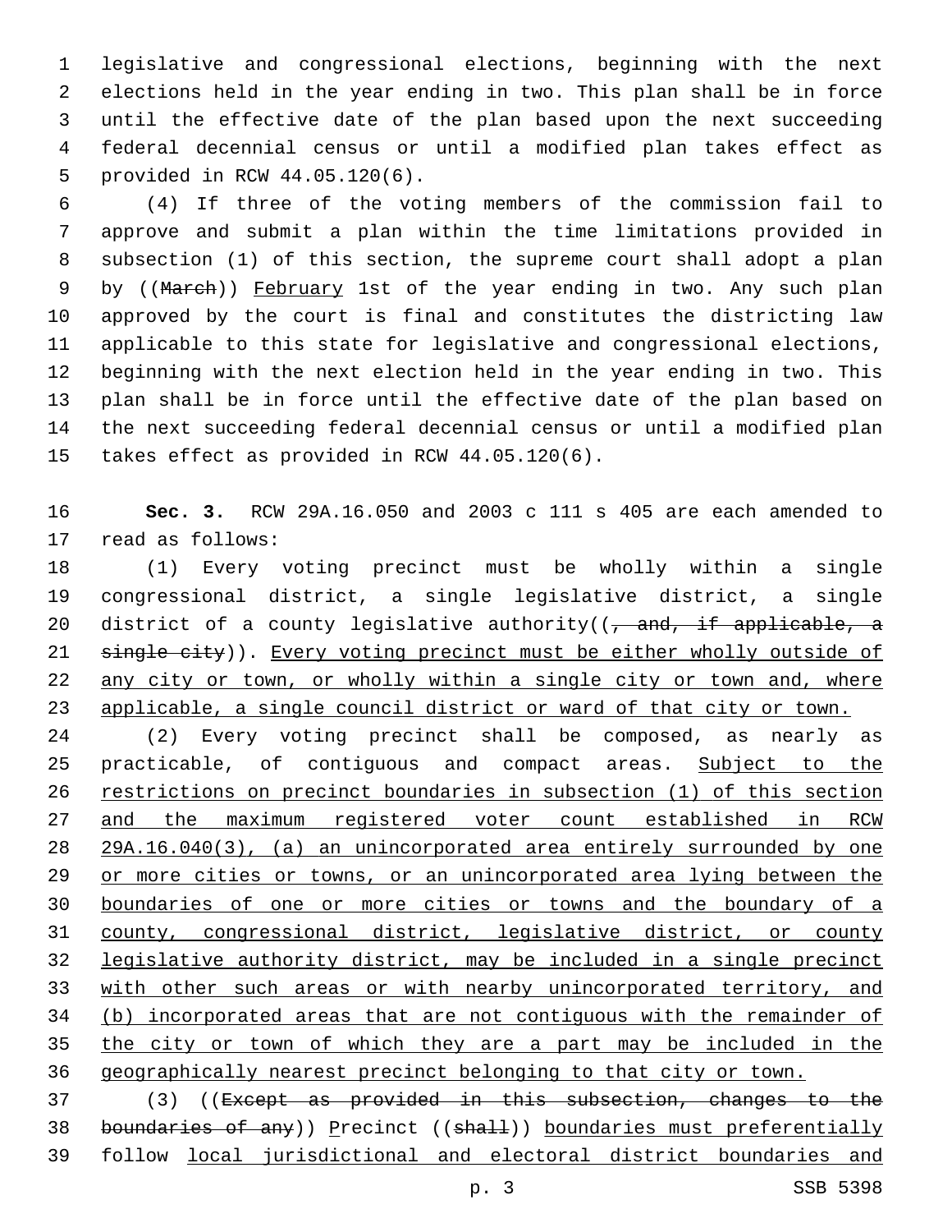legislative and congressional elections, beginning with the next elections held in the year ending in two. This plan shall be in force until the effective date of the plan based upon the next succeeding federal decennial census or until a modified plan takes effect as provided in RCW 44.05.120(6).

(4) If three of the voting members of the commission fail to approve and submit a plan within the time limitations provided in subsection (1) of this section, the supreme court shall adopt a plan by ((~~March~~)) <u>February</u> 1st of the year ending in two. Any such plan approved by the court is final and constitutes the districting law applicable to this state for legislative and congressional elections, beginning with the next election held in the year ending in two. This plan shall be in force until the effective date of the plan based on the next succeeding federal decennial census or until a modified plan takes effect as provided in RCW 44.05.120(6).

**Sec. 3.** RCW 29A.16.050 and 2003 c 111 s 405 are each amended to read as follows:

(1) Every voting precinct must be wholly within a single congressional district, a single legislative district, a single district of a county legislative authority((~~, and, if applicable, a single city~~)). <u>Every voting precinct must be either wholly outside of any city or town, or wholly within a single city or town and, where applicable, a single council district or ward of that city or town.</u>

(2) Every voting precinct shall be composed, as nearly as practicable, of contiguous and compact areas. <u>Subject to the restrictions on precinct boundaries in subsection (1) of this section and the maximum registered voter count established in RCW 29A.16.040(3), (a) an unincorporated area entirely surrounded by one or more cities or towns, or an unincorporated area lying between the boundaries of one or more cities or towns and the boundary of a county, congressional district, legislative district, or county legislative authority district, may be included in a single precinct with other such areas or with nearby unincorporated territory, and (b) incorporated areas that are not contiguous with the remainder of the city or town of which they are a part may be included in the geographically nearest precinct belonging to that city or town.</u>

(3) ((~~Except as provided in this subsection, changes to the boundaries of any~~)) <u>P</u>recinct ((~~shall~~)) <u>boundaries must preferentially</u> follow <u>local jurisdictional and electoral district boundaries and</u>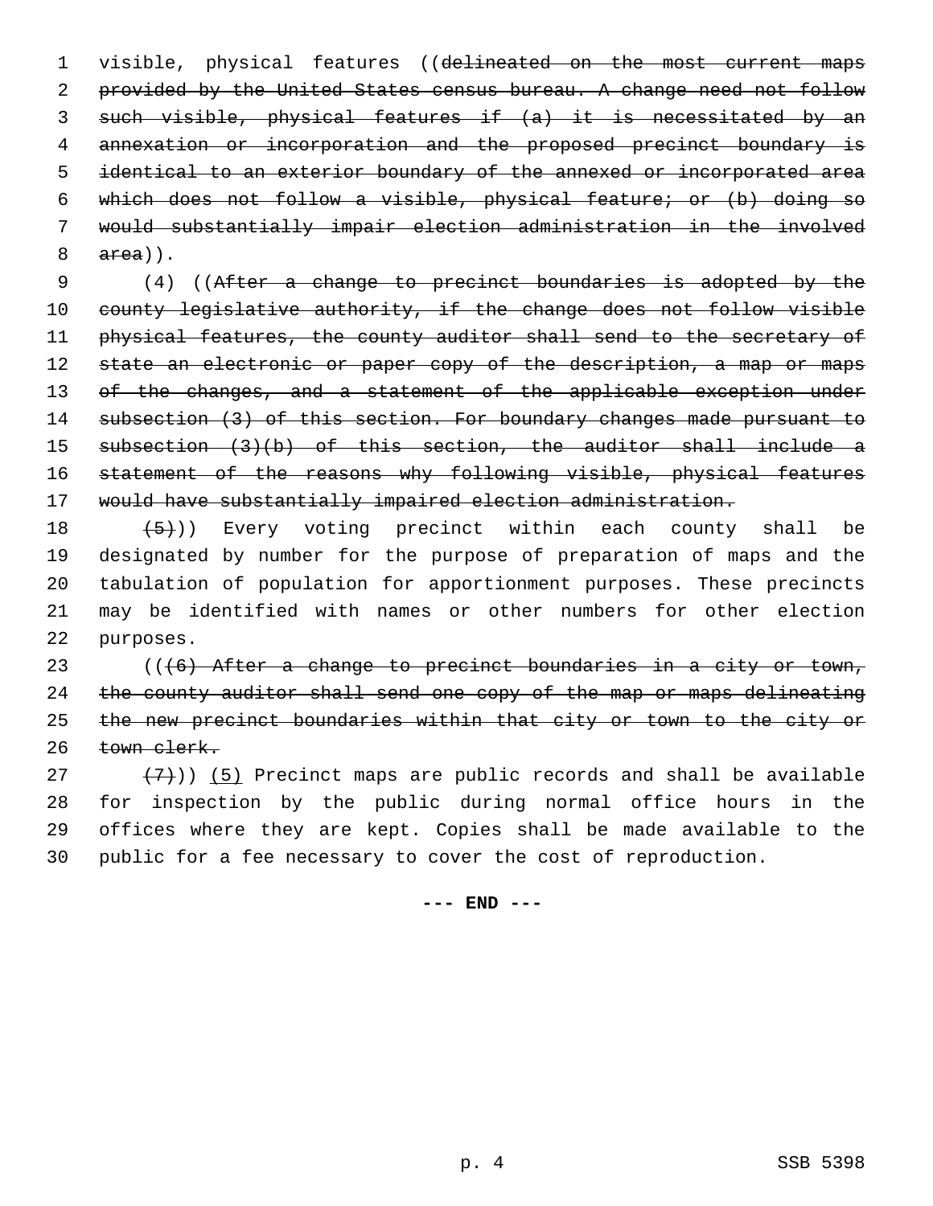visible, physical features ((~~delineated on the most current maps provided by the United States census bureau. A change need not follow such visible, physical features if (a) it is necessitated by an annexation or incorporation and the proposed precinct boundary is identical to an exterior boundary of the annexed or incorporated area which does not follow a visible, physical feature; or (b) doing so would substantially impair election administration in the involved area~~)).

(4) ((~~After a change to precinct boundaries is adopted by the county legislative authority, if the change does not follow visible physical features, the county auditor shall send to the secretary of state an electronic or paper copy of the description, a map or maps of the changes, and a statement of the applicable exception under subsection (3) of this section. For boundary changes made pursuant to subsection (3)(b) of this section, the auditor shall include a statement of the reasons why following visible, physical features would have substantially impaired election administration.~~

~~(5)~~)) Every voting precinct within each county shall be designated by number for the purpose of preparation of maps and the tabulation of population for apportionment purposes. These precincts may be identified with names or other numbers for other election purposes.

((~~(6) After a change to precinct boundaries in a city or town, the county auditor shall send one copy of the map or maps delineating the new precinct boundaries within that city or town to the city or town clerk.~~

~~(7)~~)) <u>(5)</u> Precinct maps are public records and shall be available for inspection by the public during normal office hours in the offices where they are kept. Copies shall be made available to the public for a fee necessary to cover the cost of reproduction.

**--- END ---**